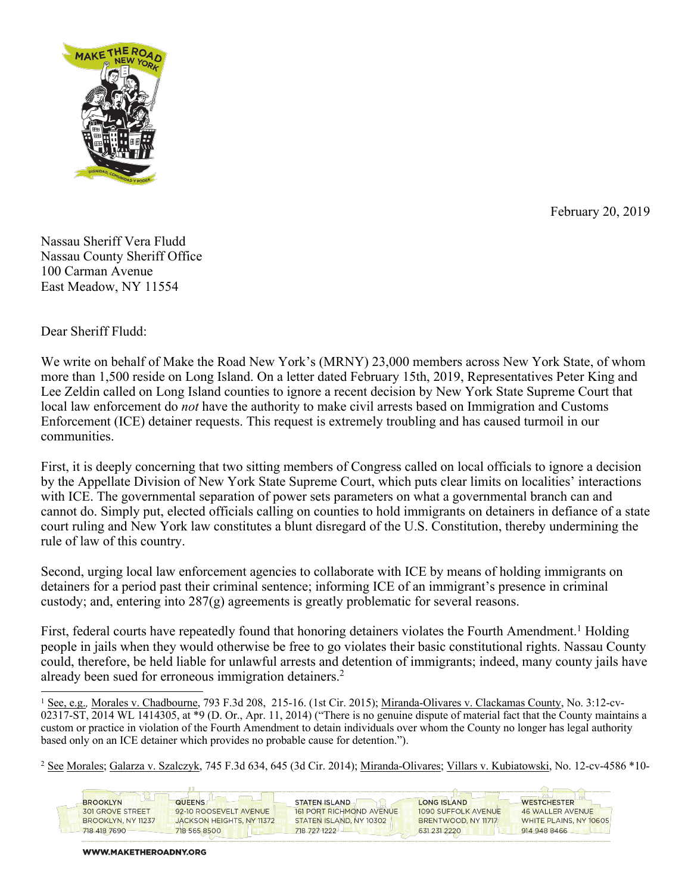February 20, 2019

Nassau Sheriff Vera Fludd
Nassau County Sheriff Office
100 Carman Avenue
East Meadow, NY 11554

Dear Sheriff Fludd:

We write on behalf of Make the Road New York's (MRNY) 23,000 members across New York State, of whom more than 1,500 reside on Long Island. On a letter dated February 15th, 2019, Representatives Peter King and Lee Zeldin called on Long Island counties to ignore a recent decision by New York State Supreme Court that local law enforcement do *not* have the authority to make civil arrests based on Immigration and Customs Enforcement (ICE) detainer requests. This request is extremely troubling and has caused turmoil in our communities.

First, it is deeply concerning that two sitting members of Congress called on local officials to ignore a decision by the Appellate Division of New York State Supreme Court, which puts clear limits on localities' interactions with ICE. The governmental separation of power sets parameters on what a governmental branch can and cannot do. Simply put, elected officials calling on counties to hold immigrants on detainers in defiance of a state court ruling and New York law constitutes a blunt disregard of the U.S. Constitution, thereby undermining the rule of law of this country.

Second, urging local law enforcement agencies to collaborate with ICE by means of holding immigrants on detainers for a period past their criminal sentence; informing ICE of an immigrant's presence in criminal custody; and, entering into 287(g) agreements is greatly problematic for several reasons.

First, federal courts have repeatedly found that honoring detainers violates the Fourth Amendment.[1] Holding people in jails when they would otherwise be free to go violates their basic constitutional rights. Nassau County could, therefore, be held liable for unlawful arrests and detention of immigrants; indeed, many county jails have already been sued for erroneous immigration detainers.[2]

---

[1] See, e.g., Morales v. Chadbourne, 793 F.3d 208, 215-16. (1st Cir. 2015); Miranda-Olivares v. Clackamas County, No. 3:12-cv-02317-ST, 2014 WL 1414305, at *9 (D. Or., Apr. 11, 2014) ("There is no genuine dispute of material fact that the County maintains a custom or practice in violation of the Fourth Amendment to detain individuals over whom the County no longer has legal authority based only on an ICE detainer which provides no probable cause for detention.").

[2] See Morales; Galarza v. Szalczyk, 745 F.3d 634, 645 (3d Cir. 2014); Miranda-Olivares; Villars v. Kubiatowski, No. 12-cv-4586 *10-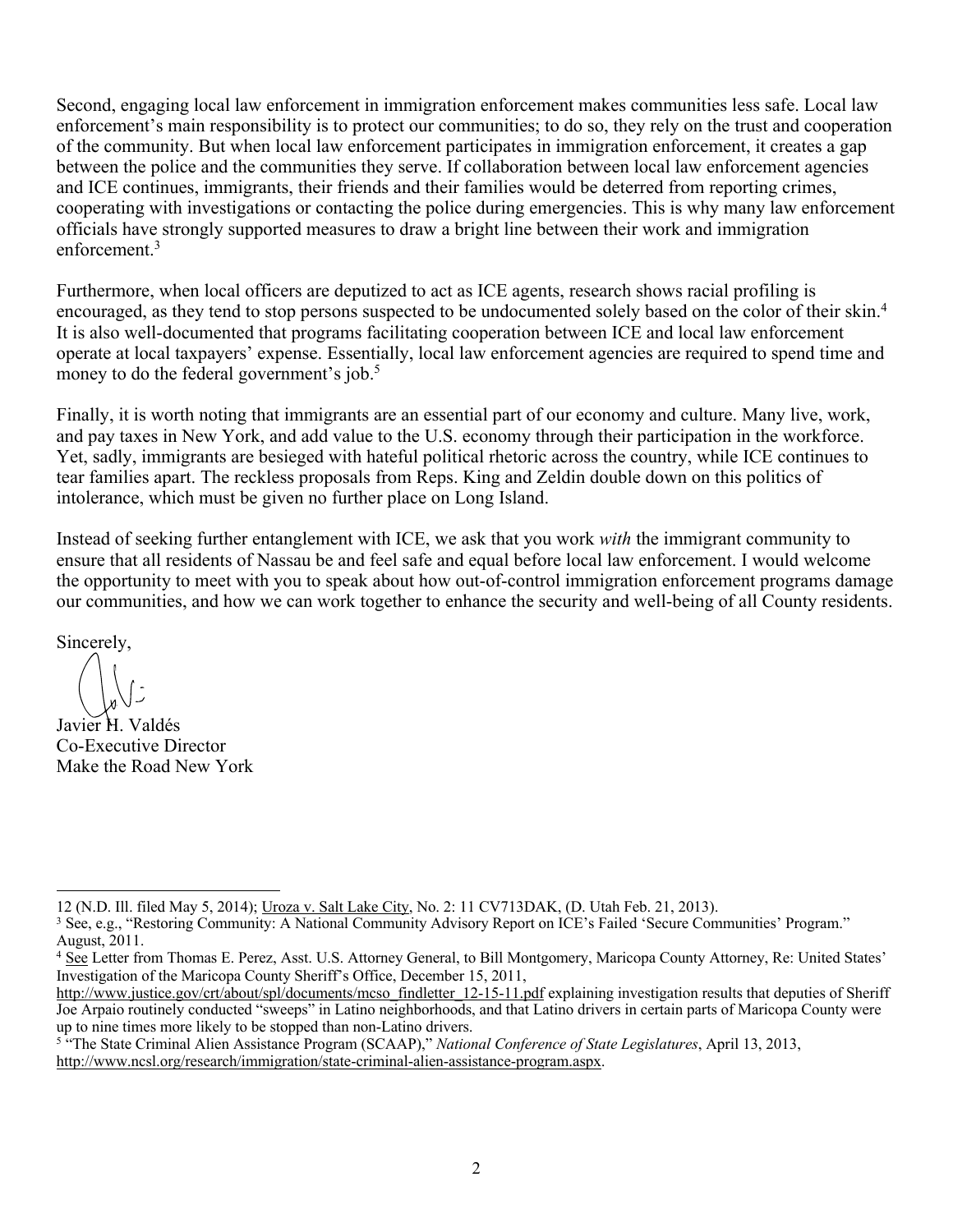Second, engaging local law enforcement in immigration enforcement makes communities less safe. Local law enforcement's main responsibility is to protect our communities; to do so, they rely on the trust and cooperation of the community. But when local law enforcement participates in immigration enforcement, it creates a gap between the police and the communities they serve. If collaboration between local law enforcement agencies and ICE continues, immigrants, their friends and their families would be deterred from reporting crimes, cooperating with investigations or contacting the police during emergencies. This is why many law enforcement officials have strongly supported measures to draw a bright line between their work and immigration enforcement.[3]

Furthermore, when local officers are deputized to act as ICE agents, research shows racial profiling is encouraged, as they tend to stop persons suspected to be undocumented solely based on the color of their skin.[4] It is also well-documented that programs facilitating cooperation between ICE and local law enforcement operate at local taxpayers' expense. Essentially, local law enforcement agencies are required to spend time and money to do the federal government's job.[5]

Finally, it is worth noting that immigrants are an essential part of our economy and culture. Many live, work, and pay taxes in New York, and add value to the U.S. economy through their participation in the workforce. Yet, sadly, immigrants are besieged with hateful political rhetoric across the country, while ICE continues to tear families apart. The reckless proposals from Reps. King and Zeldin double down on this politics of intolerance, which must be given no further place on Long Island.

Instead of seeking further entanglement with ICE, we ask that you work *with* the immigrant community to ensure that all residents of Nassau be and feel safe and equal before local law enforcement. I would welcome the opportunity to meet with you to speak about how out-of-control immigration enforcement programs damage our communities, and how we can work together to enhance the security and well-being of all County residents.

Sincerely,

Javier H. Valdés
Co-Executive Director
Make the Road New York

---

12 (N.D. Ill. filed May 5, 2014); Uroza v. Salt Lake City, No. 2: 11 CV713DAK, (D. Utah Feb. 21, 2013).

[3] See, e.g., "Restoring Community: A National Community Advisory Report on ICE's Failed 'Secure Communities' Program." August, 2011.

[4] See Letter from Thomas E. Perez, Asst. U.S. Attorney General, to Bill Montgomery, Maricopa County Attorney, Re: United States' Investigation of the Maricopa County Sheriff's Office, December 15, 2011, http://www.justice.gov/crt/about/spl/documents/mcso_findletter_12-15-11.pdf explaining investigation results that deputies of Sheriff Joe Arpaio routinely conducted "sweeps" in Latino neighborhoods, and that Latino drivers in certain parts of Maricopa County were up to nine times more likely to be stopped than non-Latino drivers.

[5] "The State Criminal Alien Assistance Program (SCAAP)," *National Conference of State Legislatures*, April 13, 2013, http://www.ncsl.org/research/immigration/state-criminal-alien-assistance-program.aspx.